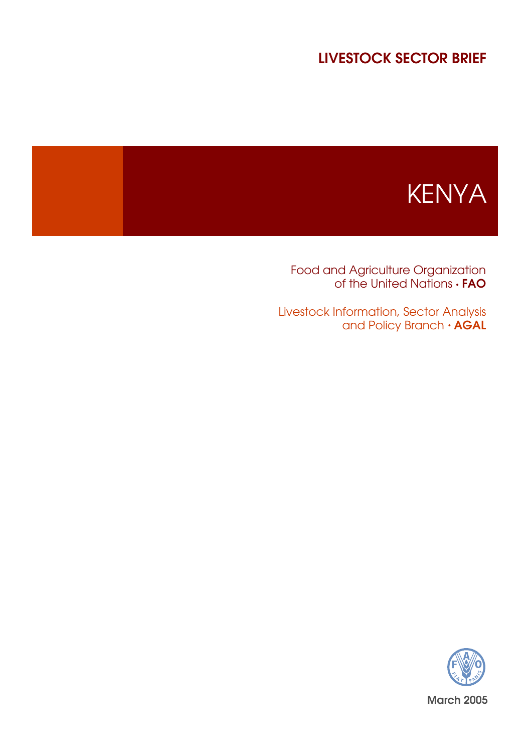LIVESTOCK SECTOR BRIEF

# KENYA

Food and Agriculture Organization of the United Nations • **FAO**

Livestock Information, Sector Analysis and Policy Branch • **AGAL**

March 2005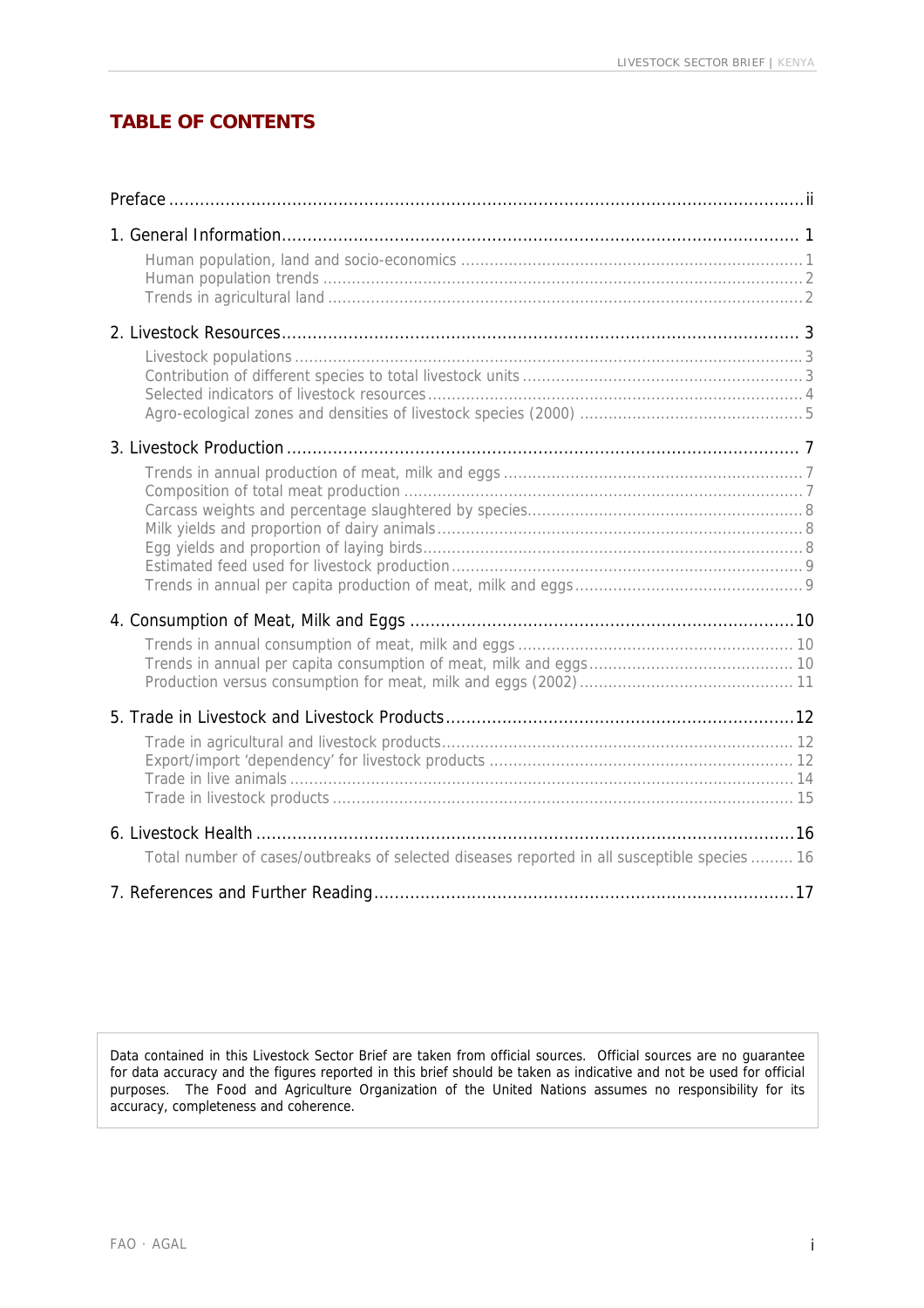## TABLE OF CONTENTS

Preface .......... ii

1. General Information .......... 1
   - Human population, land and socio-economics .......... 1
   - Human population trends .......... 2
   - Trends in agricultural land .......... 2

2. Livestock Resources .......... 3
   - Livestock populations .......... 3
   - Contribution of different species to total livestock units .......... 3
   - Selected indicators of livestock resources .......... 4
   - Agro-ecological zones and densities of livestock species (2000) .......... 5

3. Livestock Production .......... 7
   - Trends in annual production of meat, milk and eggs .......... 7
   - Composition of total meat production .......... 7
   - Carcass weights and percentage slaughtered by species .......... 8
   - Milk yields and proportion of dairy animals .......... 8
   - Egg yields and proportion of laying birds .......... 8
   - Estimated feed used for livestock production .......... 9
   - Trends in annual per capita production of meat, milk and eggs .......... 9

4. Consumption of Meat, Milk and Eggs .......... 10
   - Trends in annual consumption of meat, milk and eggs .......... 10
   - Trends in annual per capita consumption of meat, milk and eggs .......... 10
   - Production versus consumption for meat, milk and eggs (2002) .......... 11

5. Trade in Livestock and Livestock Products .......... 12
   - Trade in agricultural and livestock products .......... 12
   - Export/import 'dependency' for livestock products .......... 12
   - Trade in live animals .......... 14
   - Trade in livestock products .......... 15

6. Livestock Health .......... 16
   - Total number of cases/outbreaks of selected diseases reported in all susceptible species .......... 16

7. References and Further Reading .......... 17

Data contained in this Livestock Sector Brief are taken from official sources. Official sources are no guarantee for data accuracy and the figures reported in this brief should be taken as indicative and not be used for official purposes. The Food and Agriculture Organization of the United Nations assumes no responsibility for its accuracy, completeness and coherence.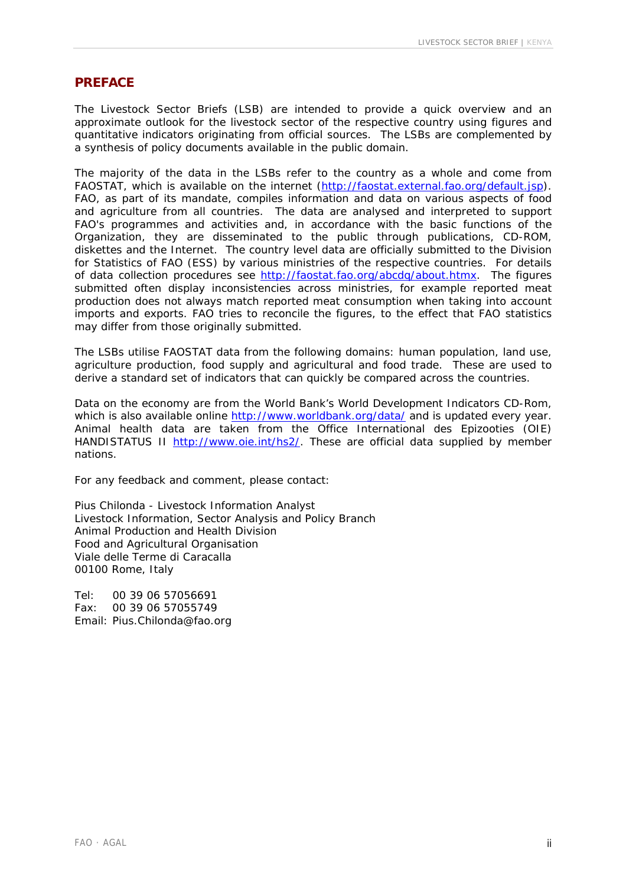## PREFACE

The Livestock Sector Briefs (LSB) are intended to provide a quick overview and an approximate outlook for the livestock sector of the respective country using figures and quantitative indicators originating from official sources. The LSBs are complemented by a synthesis of policy documents available in the public domain.

The majority of the data in the LSBs refer to the country as a whole and come from FAOSTAT, which is available on the internet (http://faostat.external.fao.org/default.jsp). FAO, as part of its mandate, compiles information and data on various aspects of food and agriculture from all countries. The data are analysed and interpreted to support FAO's programmes and activities and, in accordance with the basic functions of the Organization, they are disseminated to the public through publications, CD-ROM, diskettes and the Internet. The country level data are officially submitted to the Division for Statistics of FAO (ESS) by various ministries of the respective countries. For details of data collection procedures see http://faostat.fao.org/abcdq/about.htmx. The figures submitted often display inconsistencies across ministries, for example reported meat production does not always match reported meat consumption when taking into account imports and exports. FAO tries to reconcile the figures, to the effect that FAO statistics may differ from those originally submitted.

The LSBs utilise FAOSTAT data from the following domains: human population, land use, agriculture production, food supply and agricultural and food trade. These are used to derive a standard set of indicators that can quickly be compared across the countries.

Data on the economy are from the World Bank's World Development Indicators CD-Rom, which is also available online http://www.worldbank.org/data/ and is updated every year. Animal health data are taken from the Office International des Epizooties (OIE) HANDISTATUS II http://www.oie.int/hs2/. These are official data supplied by member nations.

For any feedback and comment, please contact:

Pius Chilonda - Livestock Information Analyst  
Livestock Information, Sector Analysis and Policy Branch  
Animal Production and Health Division  
Food and Agricultural Organisation  
Viale delle Terme di Caracalla  
00100 Rome, Italy

Tel: 00 39 06 57056691  
Fax: 00 39 06 57055749  
Email: Pius.Chilonda@fao.org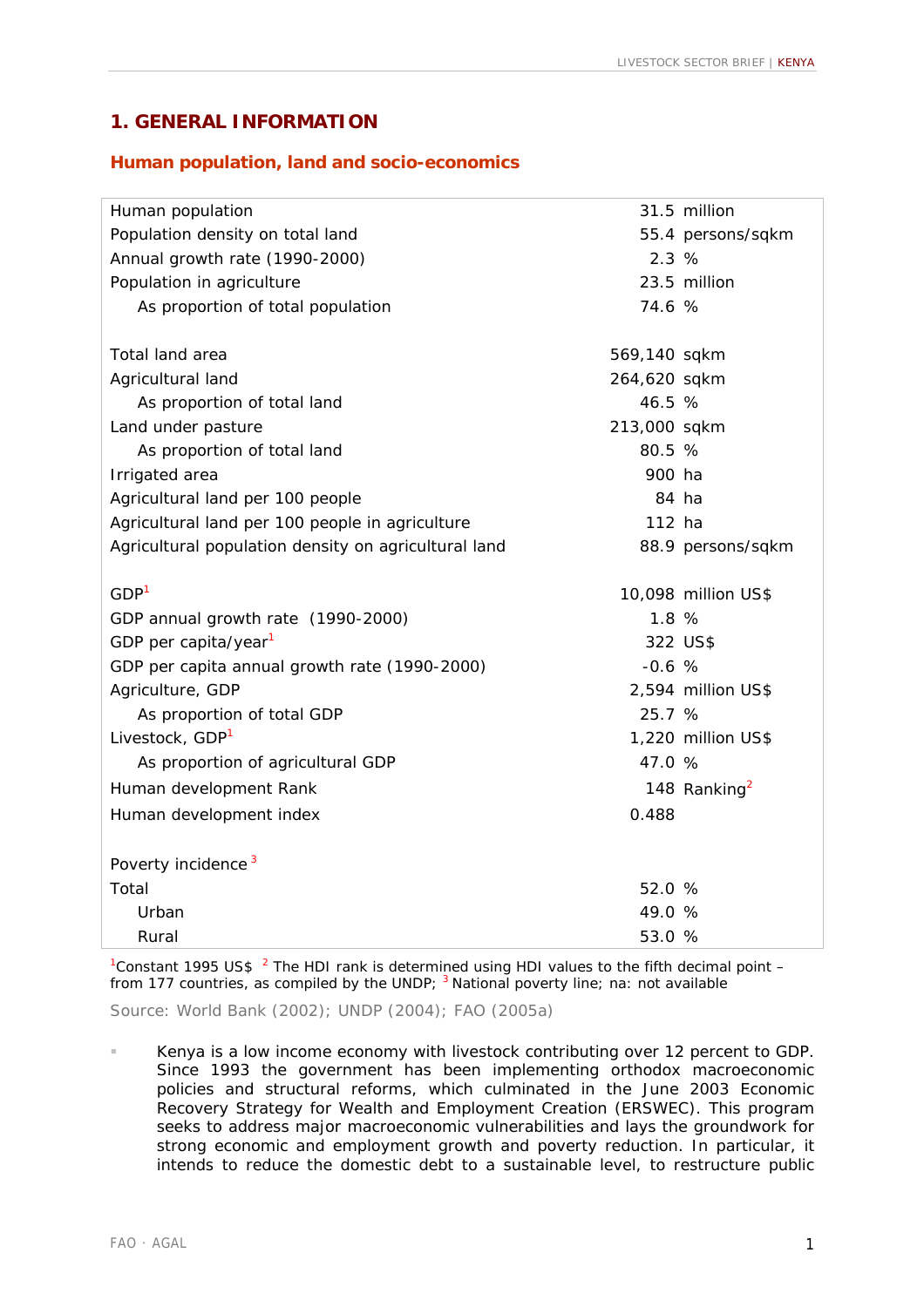# 1. GENERAL INFORMATION

## Human population, land and socio-economics

| | | |
|---|---|---|
| Human population | 31.5 | million |
| Population density on total land | 55.4 | persons/sqkm |
| Annual growth rate (1990-2000) | 2.3 | % |
| Population in agriculture | 23.5 | million |
| As proportion of total population | 74.6 | % |
| | | |
| Total land area | 569,140 | sqkm |
| Agricultural land | 264,620 | sqkm |
| As proportion of total land | 46.5 | % |
| Land under pasture | 213,000 | sqkm |
| As proportion of total land | 80.5 | % |
| Irrigated area | 900 | ha |
| Agricultural land per 100 people | 84 | ha |
| Agricultural land per 100 people in agriculture | 112 | ha |
| Agricultural population density on agricultural land | 88.9 | persons/sqkm |
| | | |
| GDP[1] | 10,098 | million US$ |
| GDP annual growth rate (1990-2000) | 1.8 | % |
| GDP per capita/year[1] | 322 | US$ |
| GDP per capita annual growth rate (1990-2000) | -0.6 | % |
| Agriculture, GDP | 2,594 | million US$ |
| As proportion of total GDP | 25.7 | % |
| Livestock, GDP[1] | 1,220 | million US$ |
| As proportion of agricultural GDP | 47.0 | % |
| Human development Rank | 148 | Ranking[2] |
| Human development index | 0.488 | |
| | | |
| Poverty incidence [3] | | |
| Total | 52.0 | % |
| Urban | 49.0 | % |
| Rural | 53.0 | % |

[1]Constant 1995 US$ [2] The HDI rank is determined using HDI values to the fifth decimal point – from 177 countries, as compiled by the UNDP; [3] National poverty line; na: not available

Source: World Bank (2002); UNDP (2004); FAO (2005a)

- Kenya is a low income economy with livestock contributing over 12 percent to GDP. Since 1993 the government has been implementing orthodox macroeconomic policies and structural reforms, which culminated in the June 2003 Economic Recovery Strategy for Wealth and Employment Creation (ERSWEC). This program seeks to address major macroeconomic vulnerabilities and lays the groundwork for strong economic and employment growth and poverty reduction. In particular, it intends to reduce the domestic debt to a sustainable level, to restructure public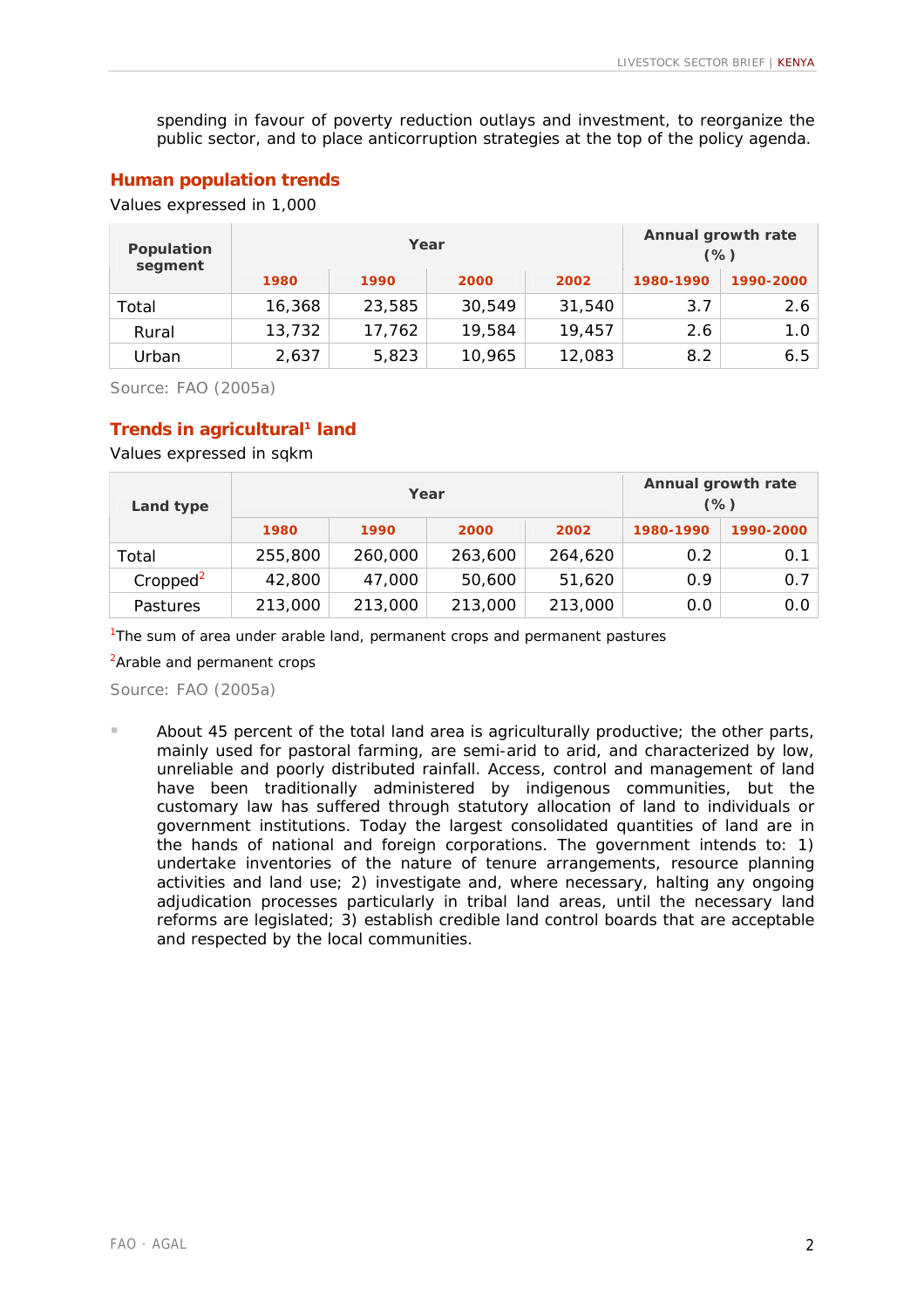spending in favour of poverty reduction outlays and investment, to reorganize the public sector, and to place anticorruption strategies at the top of the policy agenda.

## Human population trends

Values expressed in 1,000

| Population segment | Year | | | | Annual growth rate (%) | |
|---|---|---|---|---|---|---|
| | 1980 | 1990 | 2000 | 2002 | 1980-1990 | 1990-2000 |
| Total | 16,368 | 23,585 | 30,549 | 31,540 | 3.7 | 2.6 |
| Rural | 13,732 | 17,762 | 19,584 | 19,457 | 2.6 | 1.0 |
| Urban | 2,637 | 5,823 | 10,965 | 12,083 | 8.2 | 6.5 |

Source: FAO (2005a)

## Trends in agricultural[1] land

Values expressed in sqkm

| Land type | Year | | | | Annual growth rate (%) | |
|---|---|---|---|---|---|---|
| | 1980 | 1990 | 2000 | 2002 | 1980-1990 | 1990-2000 |
| Total | 255,800 | 260,000 | 263,600 | 264,620 | 0.2 | 0.1 |
| Cropped[2] | 42,800 | 47,000 | 50,600 | 51,620 | 0.9 | 0.7 |
| Pastures | 213,000 | 213,000 | 213,000 | 213,000 | 0.0 | 0.0 |

[1]The sum of area under arable land, permanent crops and permanent pastures

[2]Arable and permanent crops

Source: FAO (2005a)

- About 45 percent of the total land area is agriculturally productive; the other parts, mainly used for pastoral farming, are semi-arid to arid, and characterized by low, unreliable and poorly distributed rainfall. Access, control and management of land have been traditionally administered by indigenous communities, but the customary law has suffered through statutory allocation of land to individuals or government institutions. Today the largest consolidated quantities of land are in the hands of national and foreign corporations. The government intends to: 1) undertake inventories of the nature of tenure arrangements, resource planning activities and land use; 2) investigate and, where necessary, halting any ongoing adjudication processes particularly in tribal land areas, until the necessary land reforms are legislated; 3) establish credible land control boards that are acceptable and respected by the local communities.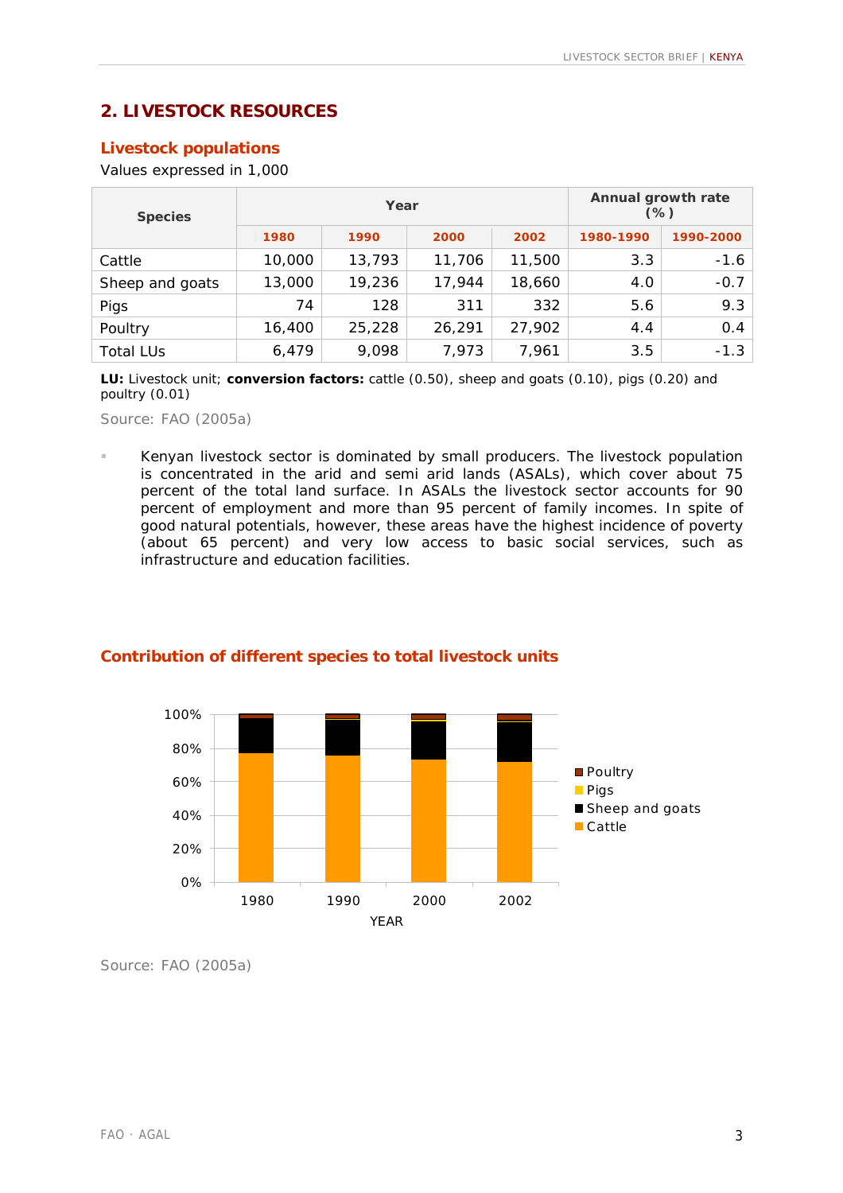## 2. LIVESTOCK RESOURCES

### Livestock populations

Values expressed in 1,000

| Species | Year | | | | Annual growth rate (%) | |
|---|---|---|---|---|---|---|
| | 1980 | 1990 | 2000 | 2002 | 1980-1990 | 1990-2000 |
| Cattle | 10,000 | 13,793 | 11,706 | 11,500 | 3.3 | -1.6 |
| Sheep and goats | 13,000 | 19,236 | 17,944 | 18,660 | 4.0 | -0.7 |
| Pigs | 74 | 128 | 311 | 332 | 5.6 | 9.3 |
| Poultry | 16,400 | 25,228 | 26,291 | 27,902 | 4.4 | 0.4 |
| Total LUs | 6,479 | 9,098 | 7,973 | 7,961 | 3.5 | -1.3 |

**LU:** Livestock unit; **conversion factors:** cattle (0.50), sheep and goats (0.10), pigs (0.20) and poultry (0.01)

Source: FAO (2005a)

- Kenyan livestock sector is dominated by small producers. The livestock population is concentrated in the arid and semi arid lands (ASALs), which cover about 75 percent of the total land surface. In ASALs the livestock sector accounts for 90 percent of employment and more than 95 percent of family incomes. In spite of good natural potentials, however, these areas have the highest incidence of poverty (about 65 percent) and very low access to basic social services, such as infrastructure and education facilities.

### Contribution of different species to total livestock units

Source: FAO (2005a)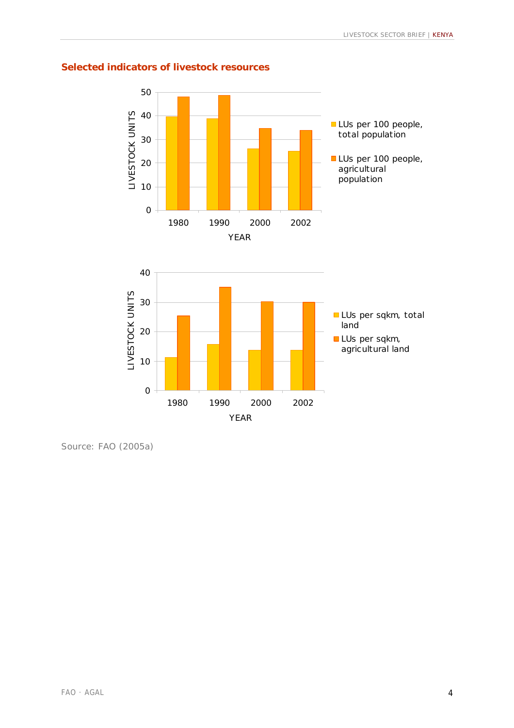## Selected indicators of livestock resources

LIVESTOCK UNITS

- LUs per 100 people, total population
- LUs per 100 people, agricultural population

YEAR: 1980, 1990, 2000, 2002

LIVESTOCK UNITS

- LUs per sqkm, total land
- LUs per sqkm, agricultural land

YEAR: 1980, 1990, 2000, 2002

Source: FAO (2005a)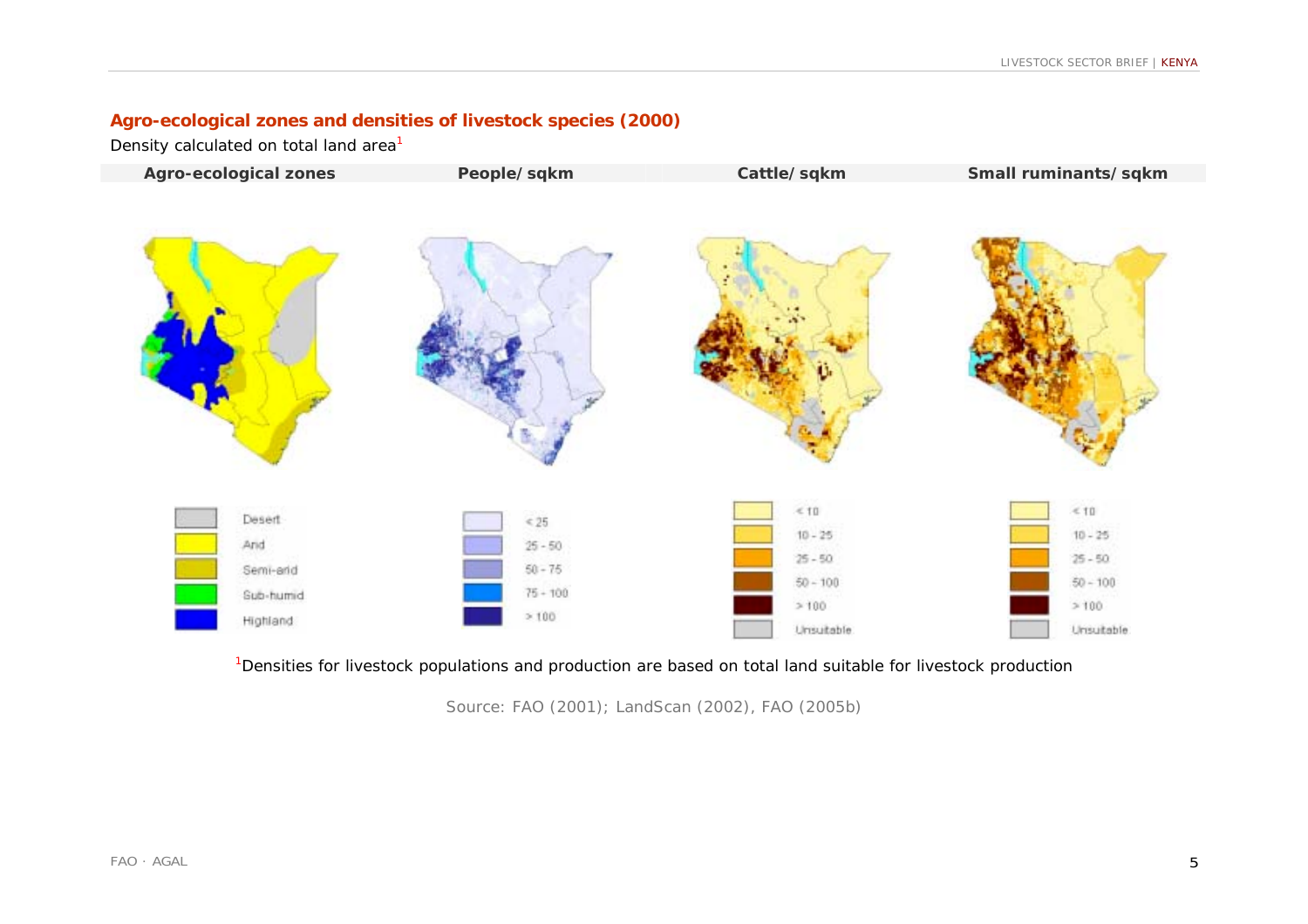## Agro-ecological zones and densities of livestock species (2000)

Density calculated on total land area[1]

| Agro-ecological zones | People/ sqkm | Cattle/ sqkm | Small ruminants/ sqkm |
|---|---|---|---|
| Desert | < 25 | < 10 | < 10 |
| Arid | 25 - 50 | 10 - 25 | 10 - 25 |
| Semi-arid | 50 - 75 | 25 - 50 | 25 - 50 |
| Sub-humid | 75 - 100 | 50 - 100 | 50 - 100 |
| Highland | > 100 | > 100 | > 100 |
| | | Unsuitable | Unsuitable |

[1]Densities for livestock populations and production are based on total land suitable for livestock production

Source: FAO (2001); LandScan (2002), FAO (2005b)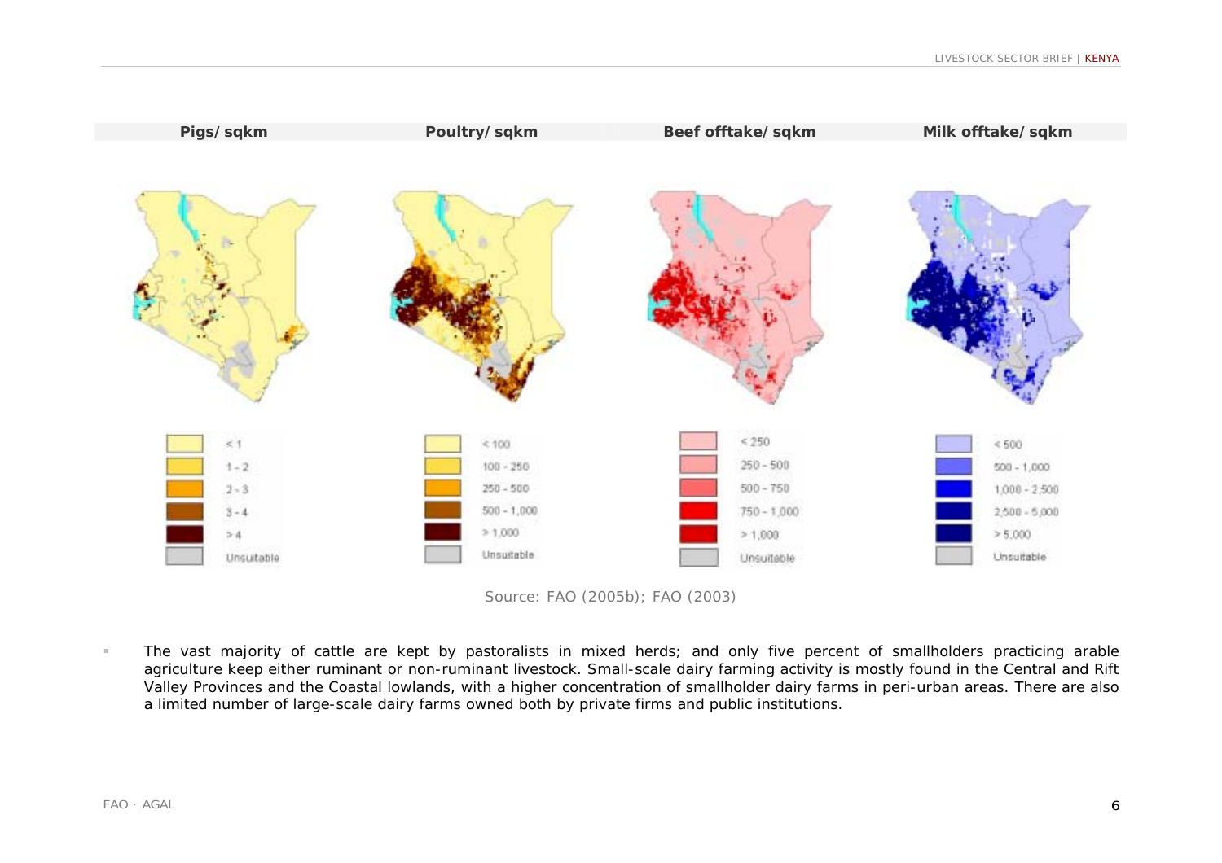| Pigs/sqkm | Poultry/sqkm | Beef offtake/sqkm | Milk offtake/sqkm |
| --- | --- | --- | --- |
| < 1 | < 100 | < 250 | < 500 |
| 1 - 2 | 100 - 250 | 250 - 500 | 500 - 1,000 |
| 2 - 3 | 250 - 500 | 500 - 750 | 1,000 - 2,500 |
| 3 - 4 | 500 - 1,000 | 750 - 1,000 | 2,500 - 5,000 |
| > 4 | > 1,000 | > 1,000 | > 5,000 |
| Unsuitable | Unsuitable | Unsuitable | Unsuitable |

Source: FAO (2005b); FAO (2003)

- The vast majority of cattle are kept by pastoralists in mixed herds; and only five percent of smallholders practicing arable agriculture keep either ruminant or non-ruminant livestock. Small-scale dairy farming activity is mostly found in the Central and Rift Valley Provinces and the Coastal lowlands, with a higher concentration of smallholder dairy farms in peri-urban areas. There are also a limited number of large-scale dairy farms owned both by private firms and public institutions.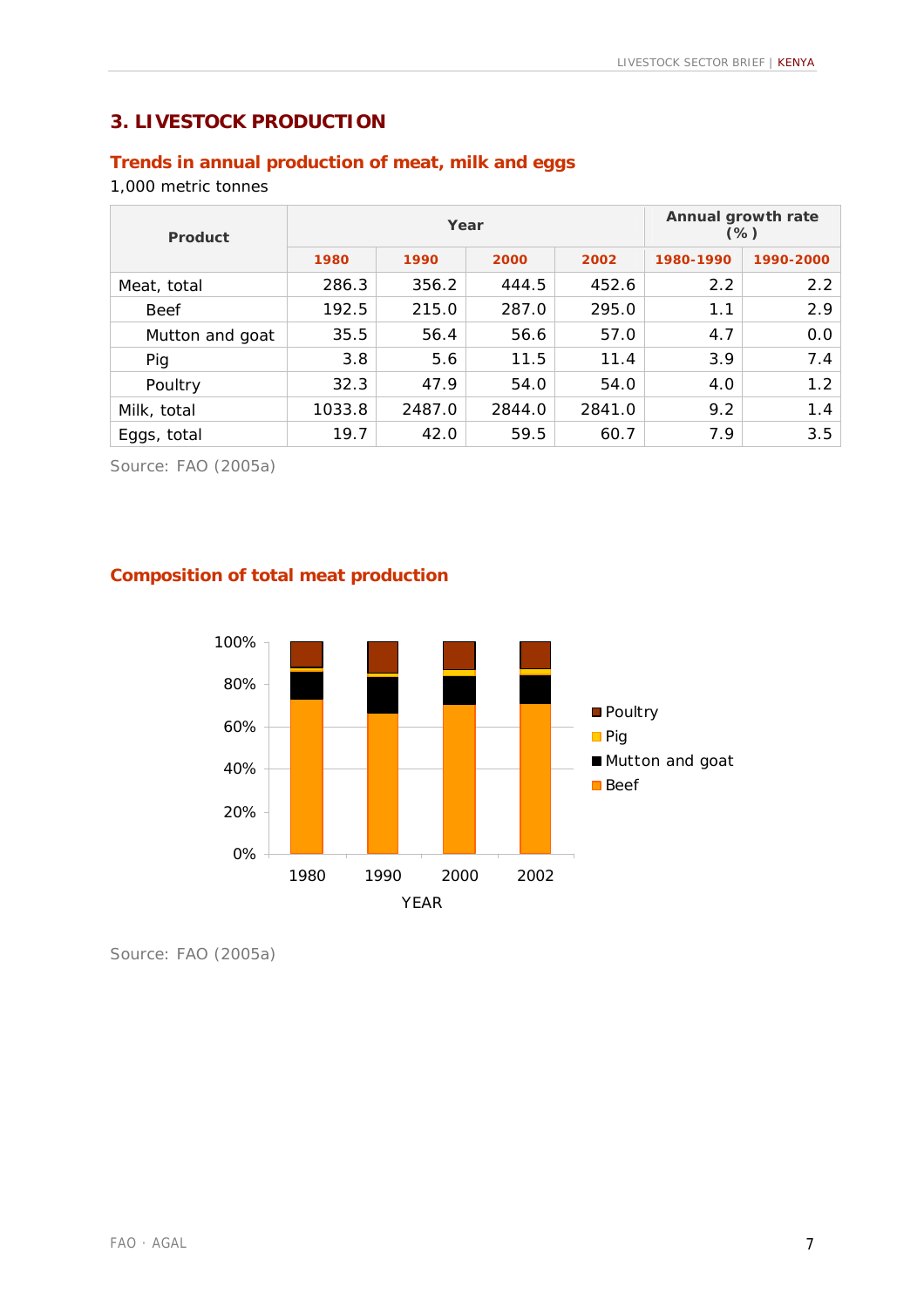## 3. LIVESTOCK PRODUCTION

### Trends in annual production of meat, milk and eggs

1,000 metric tonnes

| Product | Year | | | | Annual growth rate (%) | |
|---|---|---|---|---|---|---|
| | 1980 | 1990 | 2000 | 2002 | 1980-1990 | 1990-2000 |
| Meat, total | 286.3 | 356.2 | 444.5 | 452.6 | 2.2 | 2.2 |
| Beef | 192.5 | 215.0 | 287.0 | 295.0 | 1.1 | 2.9 |
| Mutton and goat | 35.5 | 56.4 | 56.6 | 57.0 | 4.7 | 0.0 |
| Pig | 3.8 | 5.6 | 11.5 | 11.4 | 3.9 | 7.4 |
| Poultry | 32.3 | 47.9 | 54.0 | 54.0 | 4.0 | 1.2 |
| Milk, total | 1033.8 | 2487.0 | 2844.0 | 2841.0 | 9.2 | 1.4 |
| Eggs, total | 19.7 | 42.0 | 59.5 | 60.7 | 7.9 | 3.5 |

Source: FAO (2005a)

### Composition of total meat production

Source: FAO (2005a)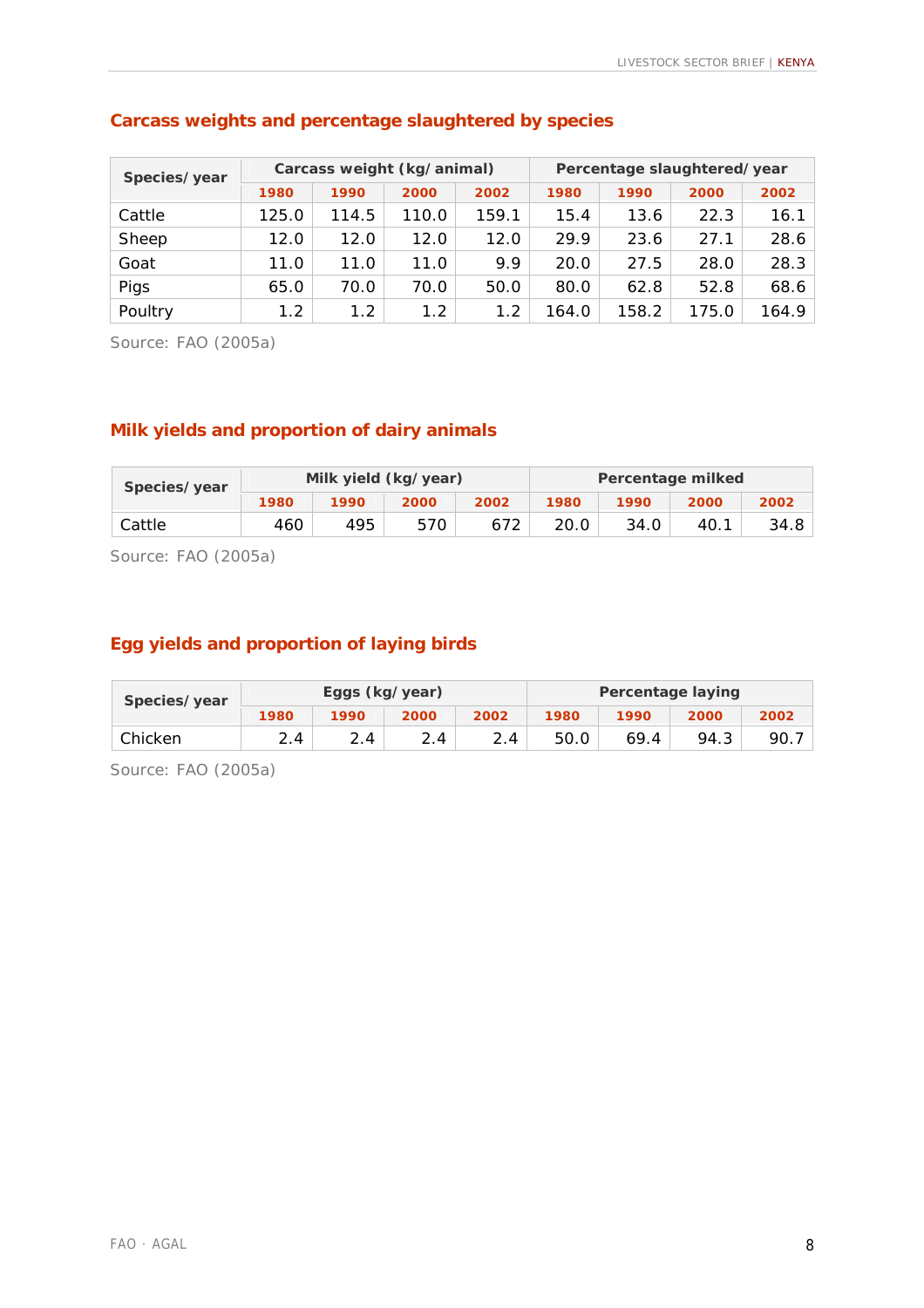## Carcass weights and percentage slaughtered by species

| Species/ year | Carcass weight (kg/ animal) | | | | Percentage slaughtered/ year | | | |
|---|---|---|---|---|---|---|---|---|
| | 1980 | 1990 | 2000 | 2002 | 1980 | 1990 | 2000 | 2002 |
| Cattle | 125.0 | 114.5 | 110.0 | 159.1 | 15.4 | 13.6 | 22.3 | 16.1 |
| Sheep | 12.0 | 12.0 | 12.0 | 12.0 | 29.9 | 23.6 | 27.1 | 28.6 |
| Goat | 11.0 | 11.0 | 11.0 | 9.9 | 20.0 | 27.5 | 28.0 | 28.3 |
| Pigs | 65.0 | 70.0 | 70.0 | 50.0 | 80.0 | 62.8 | 52.8 | 68.6 |
| Poultry | 1.2 | 1.2 | 1.2 | 1.2 | 164.0 | 158.2 | 175.0 | 164.9 |

Source: FAO (2005a)

## Milk yields and proportion of dairy animals

| Species/ year | Milk yield (kg/ year) | | | | Percentage milked | | | |
|---|---|---|---|---|---|---|---|---|
| | 1980 | 1990 | 2000 | 2002 | 1980 | 1990 | 2000 | 2002 |
| Cattle | 460 | 495 | 570 | 672 | 20.0 | 34.0 | 40.1 | 34.8 |

Source: FAO (2005a)

## Egg yields and proportion of laying birds

| Species/ year | Eggs (kg/ year) | | | | Percentage laying | | | |
|---|---|---|---|---|---|---|---|---|
| | 1980 | 1990 | 2000 | 2002 | 1980 | 1990 | 2000 | 2002 |
| Chicken | 2.4 | 2.4 | 2.4 | 2.4 | 50.0 | 69.4 | 94.3 | 90.7 |

Source: FAO (2005a)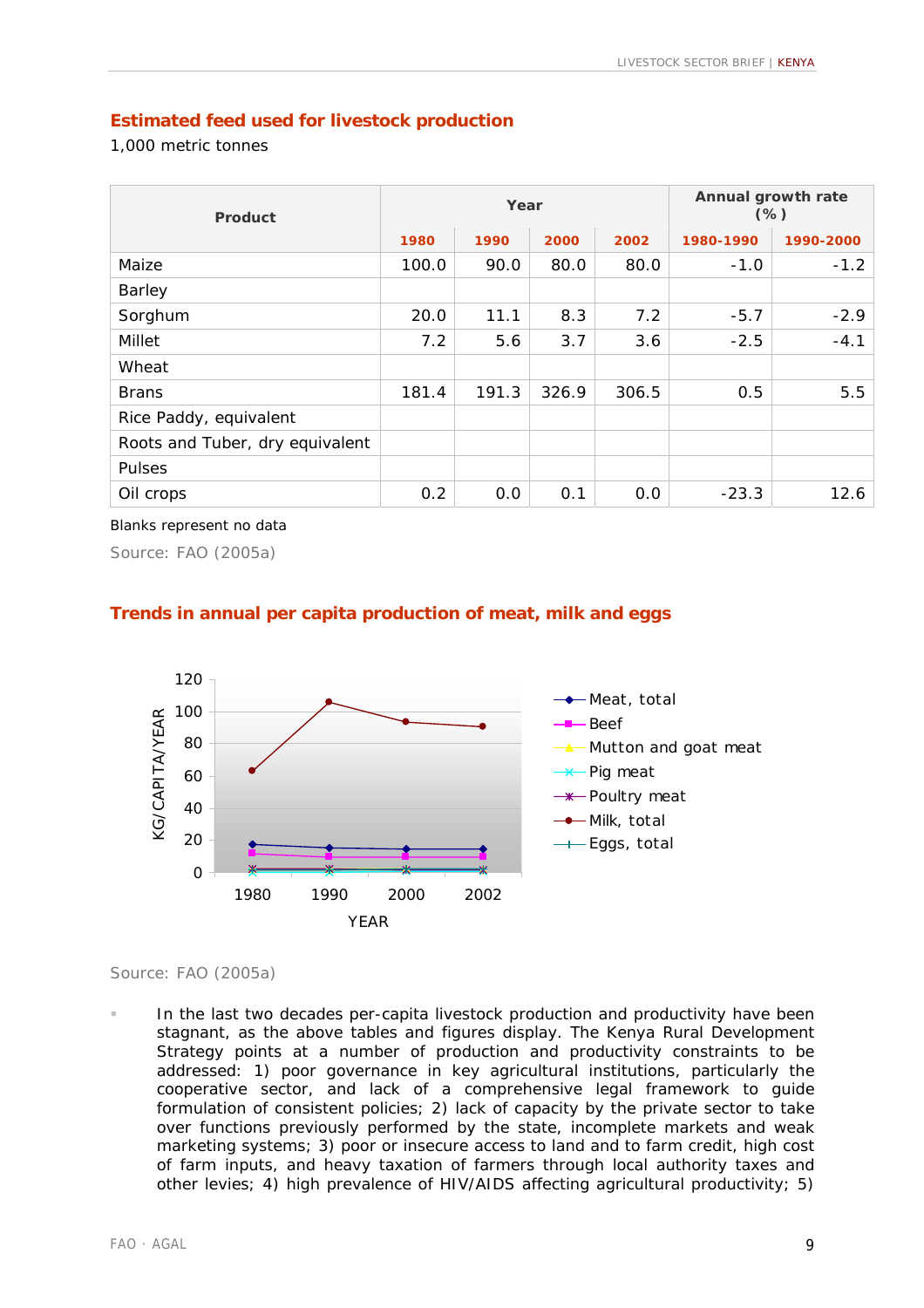### Estimated feed used for livestock production

1,000 metric tonnes

| Product | Year | | | | Annual growth rate (%) | |
|---|---|---|---|---|---|---|
| | 1980 | 1990 | 2000 | 2002 | 1980-1990 | 1990-2000 |
| Maize | 100.0 | 90.0 | 80.0 | 80.0 | -1.0 | -1.2 |
| Barley | | | | | | |
| Sorghum | 20.0 | 11.1 | 8.3 | 7.2 | -5.7 | -2.9 |
| Millet | 7.2 | 5.6 | 3.7 | 3.6 | -2.5 | -4.1 |
| Wheat | | | | | | |
| Brans | 181.4 | 191.3 | 326.9 | 306.5 | 0.5 | 5.5 |
| Rice Paddy, equivalent | | | | | | |
| Roots and Tuber, dry equivalent | | | | | | |
| Pulses | | | | | | |
| Oil crops | 0.2 | 0.0 | 0.1 | 0.0 | -23.3 | 12.6 |

Blanks represent no data

Source: FAO (2005a)

### Trends in annual per capita production of meat, milk and eggs

Source: FAO (2005a)

- In the last two decades per-capita livestock production and productivity have been stagnant, as the above tables and figures display. The Kenya Rural Development Strategy points at a number of production and productivity constraints to be addressed: 1) poor governance in key agricultural institutions, particularly the cooperative sector, and lack of a comprehensive legal framework to guide formulation of consistent policies; 2) lack of capacity by the private sector to take over functions previously performed by the state, incomplete markets and weak marketing systems; 3) poor or insecure access to land and to farm credit, high cost of farm inputs, and heavy taxation of farmers through local authority taxes and other levies; 4) high prevalence of HIV/AIDS affecting agricultural productivity; 5)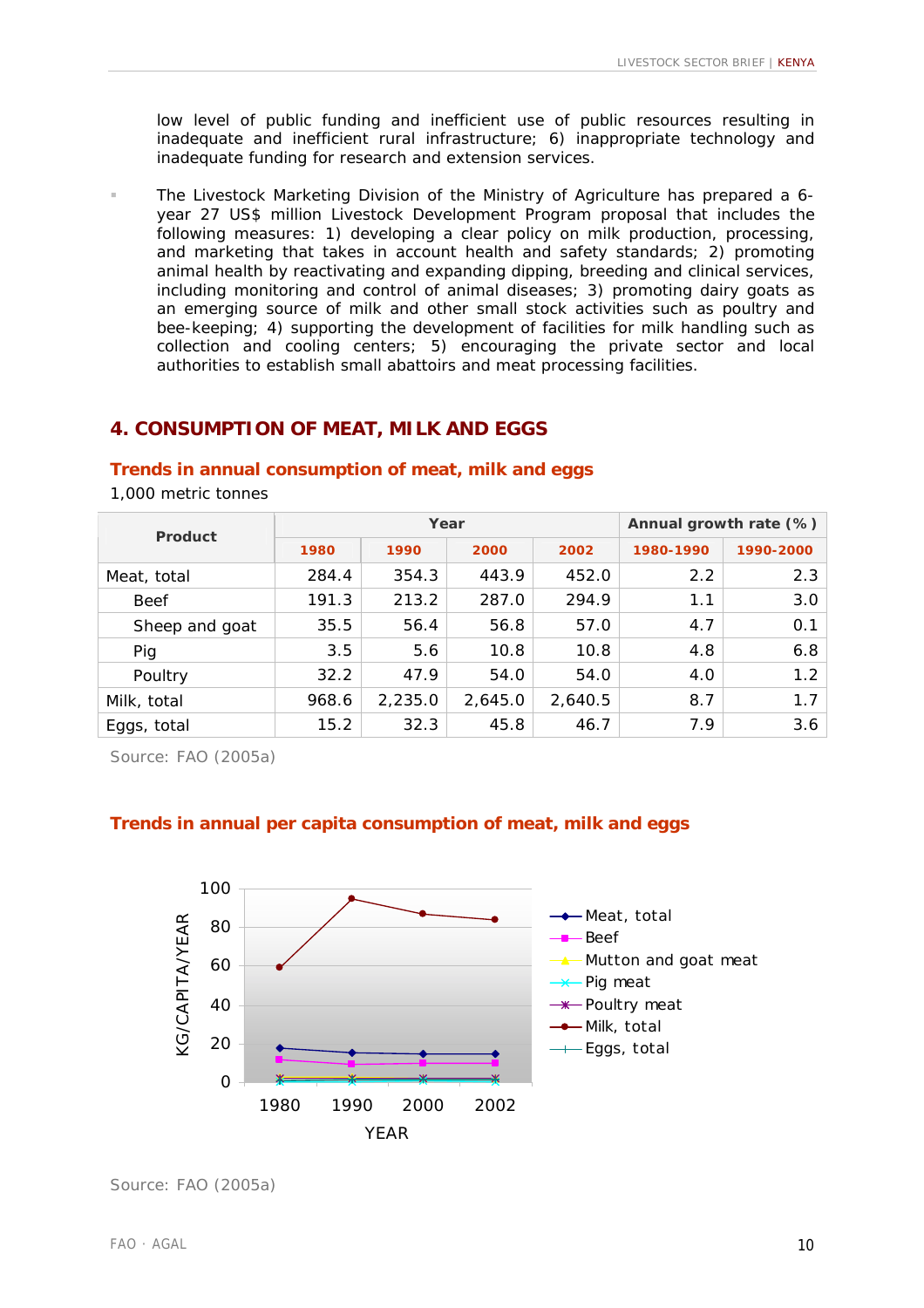low level of public funding and inefficient use of public resources resulting in inadequate and inefficient rural infrastructure; 6) inappropriate technology and inadequate funding for research and extension services.

- The Livestock Marketing Division of the Ministry of Agriculture has prepared a 6-year 27 US$ million Livestock Development Program proposal that includes the following measures: 1) developing a clear policy on milk production, processing, and marketing that takes in account health and safety standards; 2) promoting animal health by reactivating and expanding dipping, breeding and clinical services, including monitoring and control of animal diseases; 3) promoting dairy goats as an emerging source of milk and other small stock activities such as poultry and bee-keeping; 4) supporting the development of facilities for milk handling such as collection and cooling centers; 5) encouraging the private sector and local authorities to establish small abattoirs and meat processing facilities.

## 4. CONSUMPTION OF MEAT, MILK AND EGGS

### Trends in annual consumption of meat, milk and eggs

1,000 metric tonnes

| Product | Year | | | | Annual growth rate (%) | |
|---|---|---|---|---|---|---|
| | 1980 | 1990 | 2000 | 2002 | 1980-1990 | 1990-2000 |
| Meat, total | 284.4 | 354.3 | 443.9 | 452.0 | 2.2 | 2.3 |
| Beef | 191.3 | 213.2 | 287.0 | 294.9 | 1.1 | 3.0 |
| Sheep and goat | 35.5 | 56.4 | 56.8 | 57.0 | 4.7 | 0.1 |
| Pig | 3.5 | 5.6 | 10.8 | 10.8 | 4.8 | 6.8 |
| Poultry | 32.2 | 47.9 | 54.0 | 54.0 | 4.0 | 1.2 |
| Milk, total | 968.6 | 2,235.0 | 2,645.0 | 2,640.5 | 8.7 | 1.7 |
| Eggs, total | 15.2 | 32.3 | 45.8 | 46.7 | 7.9 | 3.6 |

Source: FAO (2005a)

### Trends in annual per capita consumption of meat, milk and eggs

Source: FAO (2005a)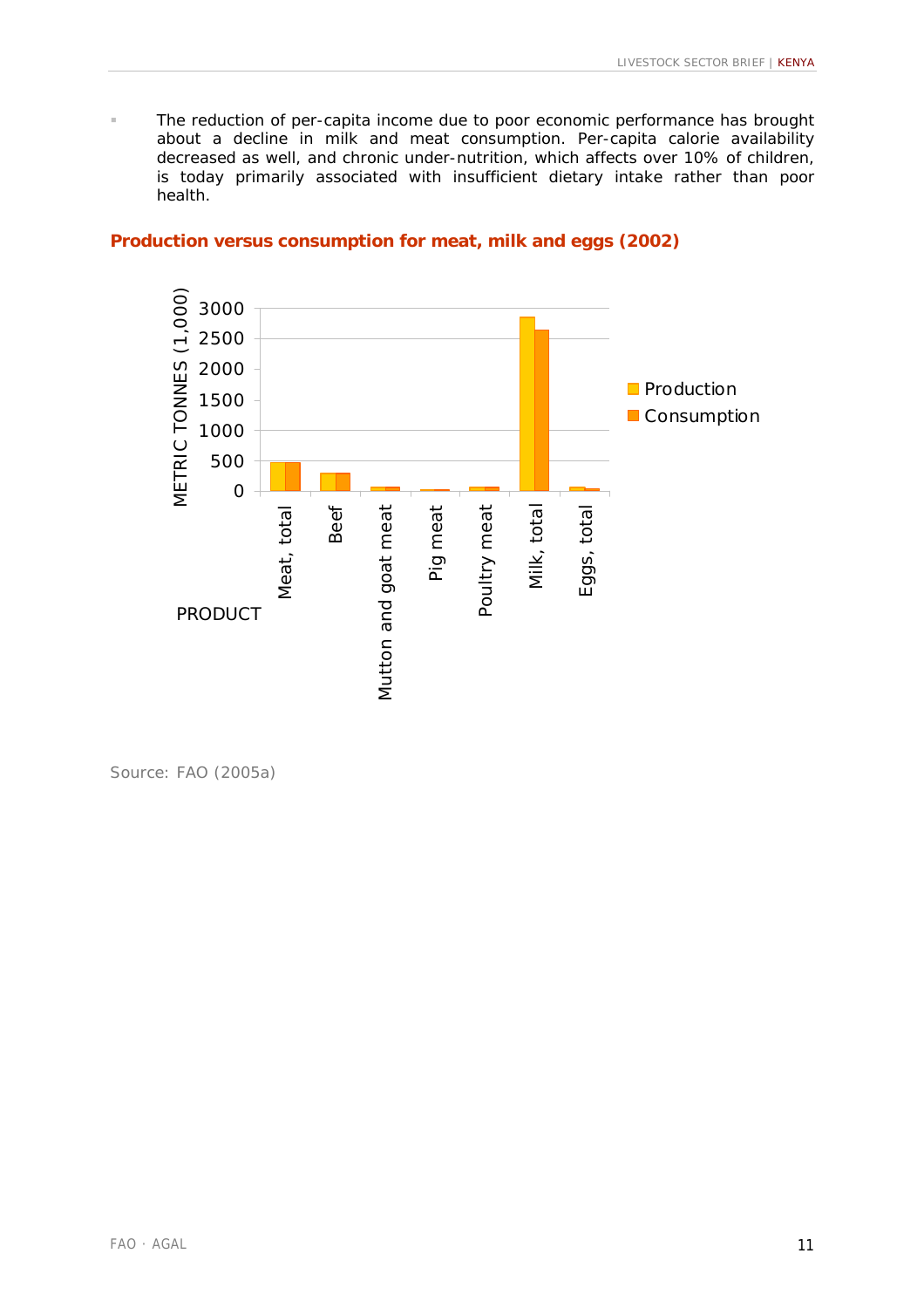- The reduction of per-capita income due to poor economic performance has brought about a decline in milk and meat consumption. Per-capita calorie availability decreased as well, and chronic under-nutrition, which affects over 10% of children, is today primarily associated with insufficient dietary intake rather than poor health.

**Production versus consumption for meat, milk and eggs (2002)**

Source: FAO (2005a)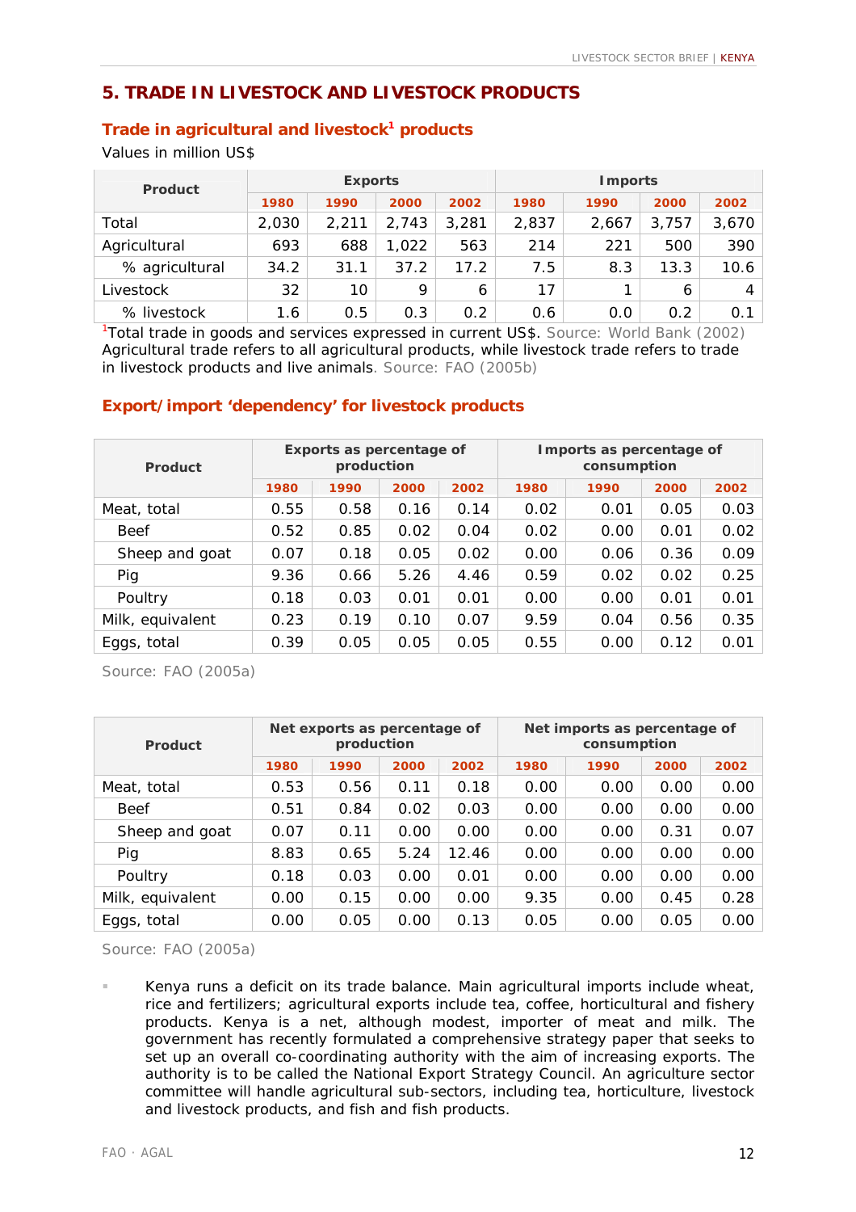## 5. TRADE IN LIVESTOCK AND LIVESTOCK PRODUCTS

### Trade in agricultural and livestock[1] products

Values in million US$

| Product | Exports | | | | Imports | | | |
|---|---|---|---|---|---|---|---|---|
| | 1980 | 1990 | 2000 | 2002 | 1980 | 1990 | 2000 | 2002 |
| Total | 2,030 | 2,211 | 2,743 | 3,281 | 2,837 | 2,667 | 3,757 | 3,670 |
| Agricultural | 693 | 688 | 1,022 | 563 | 214 | 221 | 500 | 390 |
| % agricultural | 34.2 | 31.1 | 37.2 | 17.2 | 7.5 | 8.3 | 13.3 | 10.6 |
| Livestock | 32 | 10 | 9 | 6 | 17 | 1 | 6 | 4 |
| % livestock | 1.6 | 0.5 | 0.3 | 0.2 | 0.6 | 0.0 | 0.2 | 0.1 |

[1]Total trade in goods and services expressed in current US$. Source: World Bank (2002)
Agricultural trade refers to all agricultural products, while livestock trade refers to trade in livestock products and live animals. Source: FAO (2005b)

### Export/import 'dependency' for livestock products

| Product | Exports as percentage of production | | | | Imports as percentage of consumption | | | |
|---|---|---|---|---|---|---|---|---|
| | 1980 | 1990 | 2000 | 2002 | 1980 | 1990 | 2000 | 2002 |
| Meat, total | 0.55 | 0.58 | 0.16 | 0.14 | 0.02 | 0.01 | 0.05 | 0.03 |
| Beef | 0.52 | 0.85 | 0.02 | 0.04 | 0.02 | 0.00 | 0.01 | 0.02 |
| Sheep and goat | 0.07 | 0.18 | 0.05 | 0.02 | 0.00 | 0.06 | 0.36 | 0.09 |
| Pig | 9.36 | 0.66 | 5.26 | 4.46 | 0.59 | 0.02 | 0.02 | 0.25 |
| Poultry | 0.18 | 0.03 | 0.01 | 0.01 | 0.00 | 0.00 | 0.01 | 0.01 |
| Milk, equivalent | 0.23 | 0.19 | 0.10 | 0.07 | 9.59 | 0.04 | 0.56 | 0.35 |
| Eggs, total | 0.39 | 0.05 | 0.05 | 0.05 | 0.55 | 0.00 | 0.12 | 0.01 |

Source: FAO (2005a)

| Product | Net exports as percentage of production | | | | Net imports as percentage of consumption | | | |
|---|---|---|---|---|---|---|---|---|
| | 1980 | 1990 | 2000 | 2002 | 1980 | 1990 | 2000 | 2002 |
| Meat, total | 0.53 | 0.56 | 0.11 | 0.18 | 0.00 | 0.00 | 0.00 | 0.00 |
| Beef | 0.51 | 0.84 | 0.02 | 0.03 | 0.00 | 0.00 | 0.00 | 0.00 |
| Sheep and goat | 0.07 | 0.11 | 0.00 | 0.00 | 0.00 | 0.00 | 0.31 | 0.07 |
| Pig | 8.83 | 0.65 | 5.24 | 12.46 | 0.00 | 0.00 | 0.00 | 0.00 |
| Poultry | 0.18 | 0.03 | 0.00 | 0.01 | 0.00 | 0.00 | 0.00 | 0.00 |
| Milk, equivalent | 0.00 | 0.15 | 0.00 | 0.00 | 9.35 | 0.00 | 0.45 | 0.28 |
| Eggs, total | 0.00 | 0.05 | 0.00 | 0.13 | 0.05 | 0.00 | 0.05 | 0.00 |

Source: FAO (2005a)

- Kenya runs a deficit on its trade balance. Main agricultural imports include wheat, rice and fertilizers; agricultural exports include tea, coffee, horticultural and fishery products. Kenya is a net, although modest, importer of meat and milk. The government has recently formulated a comprehensive strategy paper that seeks to set up an overall co-coordinating authority with the aim of increasing exports. The authority is to be called the National Export Strategy Council. An agriculture sector committee will handle agricultural sub-sectors, including tea, horticulture, livestock and livestock products, and fish and fish products.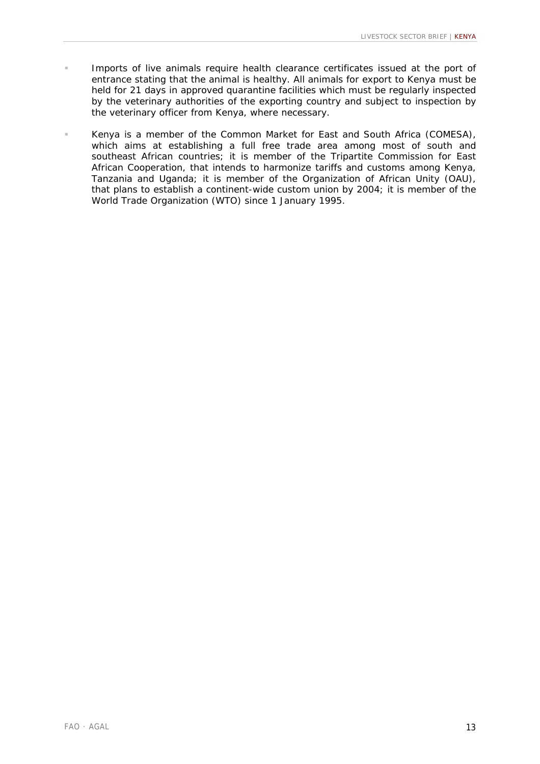- Imports of live animals require health clearance certificates issued at the port of entrance stating that the animal is healthy. All animals for export to Kenya must be held for 21 days in approved quarantine facilities which must be regularly inspected by the veterinary authorities of the exporting country and subject to inspection by the veterinary officer from Kenya, where necessary.

- Kenya is a member of the Common Market for East and South Africa (COMESA), which aims at establishing a full free trade area among most of south and southeast African countries; it is member of the Tripartite Commission for East African Cooperation, that intends to harmonize tariffs and customs among Kenya, Tanzania and Uganda; it is member of the Organization of African Unity (OAU), that plans to establish a continent-wide custom union by 2004; it is member of the World Trade Organization (WTO) since 1 January 1995.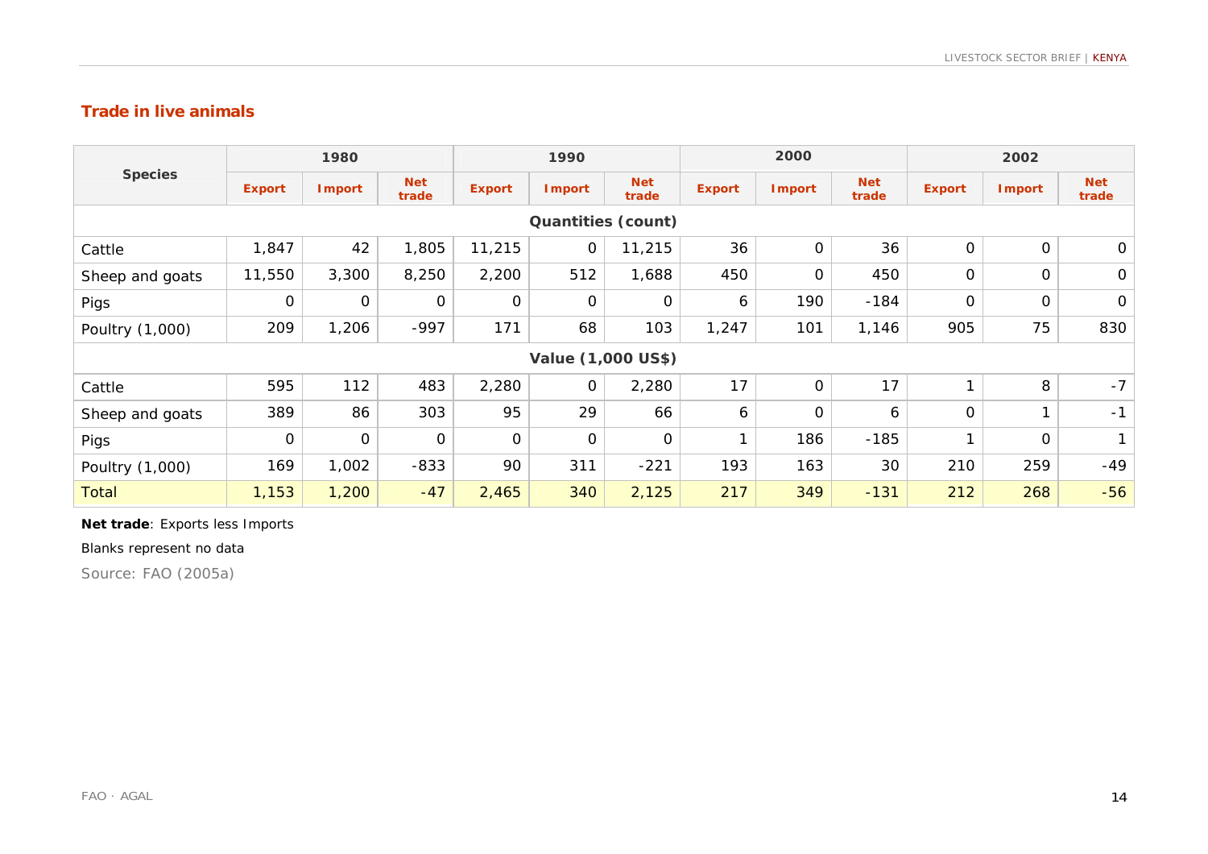## Trade in live animals

| Species | 1980 | | | 1990 | | | 2000 | | | 2002 | | |
|---|---|---|---|---|---|---|---|---|---|---|---|---|
| | Export | Import | Net trade | Export | Import | Net trade | Export | Import | Net trade | Export | Import | Net trade |
| **Quantities (count)** | | | | | | | | | | | | |
| Cattle | 1,847 | 42 | 1,805 | 11,215 | 0 | 11,215 | 36 | 0 | 36 | 0 | 0 | 0 |
| Sheep and goats | 11,550 | 3,300 | 8,250 | 2,200 | 512 | 1,688 | 450 | 0 | 450 | 0 | 0 | 0 |
| Pigs | 0 | 0 | 0 | 0 | 0 | 0 | 6 | 190 | -184 | 0 | 0 | 0 |
| Poultry (1,000) | 209 | 1,206 | -997 | 171 | 68 | 103 | 1,247 | 101 | 1,146 | 905 | 75 | 830 |
| **Value (1,000 US$)** | | | | | | | | | | | | |
| Cattle | 595 | 112 | 483 | 2,280 | 0 | 2,280 | 17 | 0 | 17 | 1 | 8 | -7 |
| Sheep and goats | 389 | 86 | 303 | 95 | 29 | 66 | 6 | 0 | 6 | 0 | 1 | -1 |
| Pigs | 0 | 0 | 0 | 0 | 0 | 0 | 1 | 186 | -185 | 1 | 0 | 1 |
| Poultry (1,000) | 169 | 1,002 | -833 | 90 | 311 | -221 | 193 | 163 | 30 | 210 | 259 | -49 |
| Total | 1,153 | 1,200 | -47 | 2,465 | 340 | 2,125 | 217 | 349 | -131 | 212 | 268 | -56 |

**Net trade**: Exports less Imports

Blanks represent no data

Source: FAO (2005a)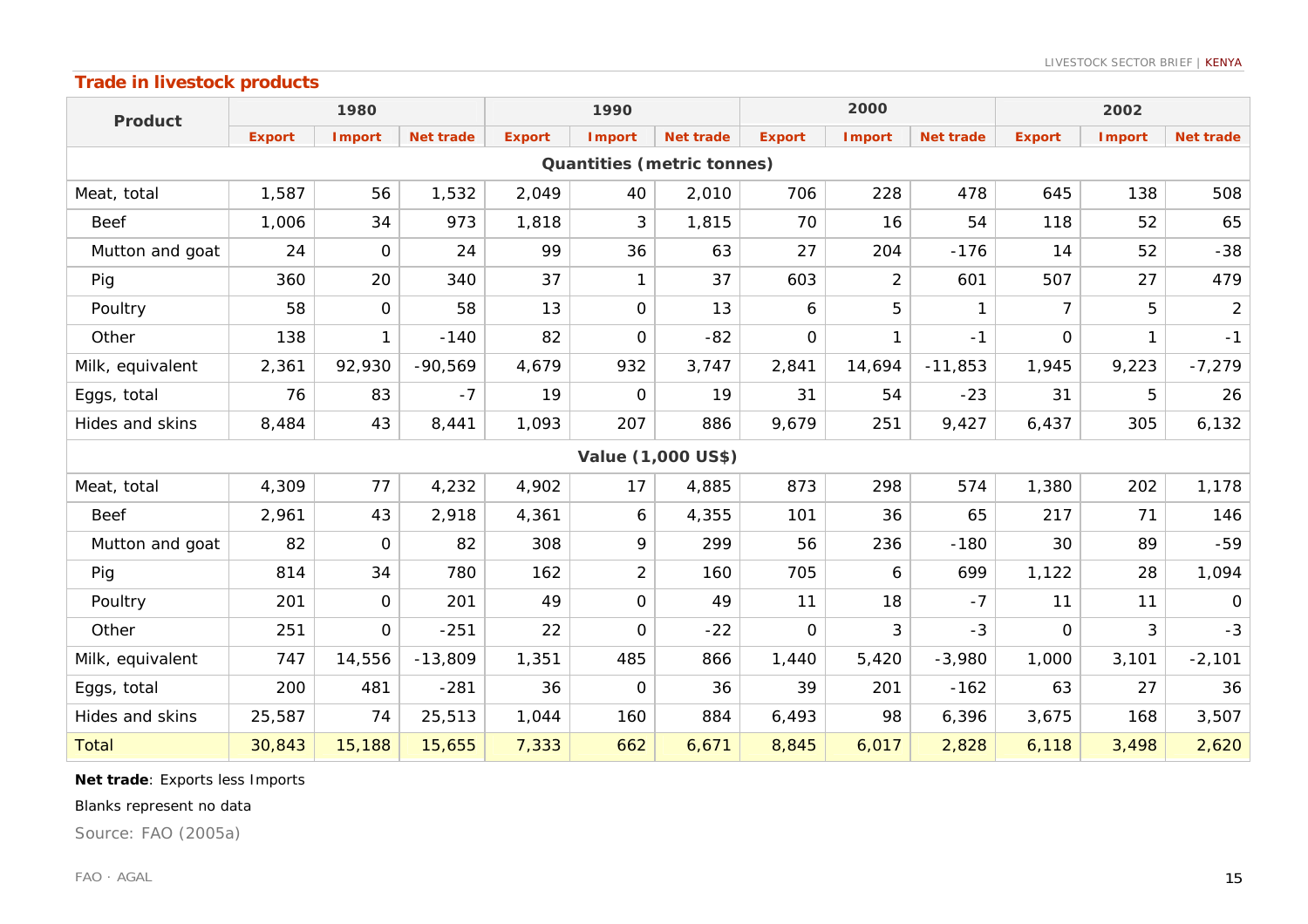## Trade in livestock products

| Product | 1980 | | | 1990 | | | 2000 | | | 2002 | | |
|---|---|---|---|---|---|---|---|---|---|---|---|---|
| | Export | Import | Net trade | Export | Import | Net trade | Export | Import | Net trade | Export | Import | Net trade |
| **Quantities (metric tonnes)** | | | | | | | | | | | | |
| Meat, total | 1,587 | 56 | 1,532 | 2,049 | 40 | 2,010 | 706 | 228 | 478 | 645 | 138 | 508 |
| Beef | 1,006 | 34 | 973 | 1,818 | 3 | 1,815 | 70 | 16 | 54 | 118 | 52 | 65 |
| Mutton and goat | 24 | 0 | 24 | 99 | 36 | 63 | 27 | 204 | -176 | 14 | 52 | -38 |
| Pig | 360 | 20 | 340 | 37 | 1 | 37 | 603 | 2 | 601 | 507 | 27 | 479 |
| Poultry | 58 | 0 | 58 | 13 | 0 | 13 | 6 | 5 | 1 | 7 | 5 | 2 |
| Other | 138 | 1 | -140 | 82 | 0 | -82 | 0 | 1 | -1 | 0 | 1 | -1 |
| Milk, equivalent | 2,361 | 92,930 | -90,569 | 4,679 | 932 | 3,747 | 2,841 | 14,694 | -11,853 | 1,945 | 9,223 | -7,279 |
| Eggs, total | 76 | 83 | -7 | 19 | 0 | 19 | 31 | 54 | -23 | 31 | 5 | 26 |
| Hides and skins | 8,484 | 43 | 8,441 | 1,093 | 207 | 886 | 9,679 | 251 | 9,427 | 6,437 | 305 | 6,132 |
| **Value (1,000 US$)** | | | | | | | | | | | | |
| Meat, total | 4,309 | 77 | 4,232 | 4,902 | 17 | 4,885 | 873 | 298 | 574 | 1,380 | 202 | 1,178 |
| Beef | 2,961 | 43 | 2,918 | 4,361 | 6 | 4,355 | 101 | 36 | 65 | 217 | 71 | 146 |
| Mutton and goat | 82 | 0 | 82 | 308 | 9 | 299 | 56 | 236 | -180 | 30 | 89 | -59 |
| Pig | 814 | 34 | 780 | 162 | 2 | 160 | 705 | 6 | 699 | 1,122 | 28 | 1,094 |
| Poultry | 201 | 0 | 201 | 49 | 0 | 49 | 11 | 18 | -7 | 11 | 11 | 0 |
| Other | 251 | 0 | -251 | 22 | 0 | -22 | 0 | 3 | -3 | 0 | 3 | -3 |
| Milk, equivalent | 747 | 14,556 | -13,809 | 1,351 | 485 | 866 | 1,440 | 5,420 | -3,980 | 1,000 | 3,101 | -2,101 |
| Eggs, total | 200 | 481 | -281 | 36 | 0 | 36 | 39 | 201 | -162 | 63 | 27 | 36 |
| Hides and skins | 25,587 | 74 | 25,513 | 1,044 | 160 | 884 | 6,493 | 98 | 6,396 | 3,675 | 168 | 3,507 |
| Total | 30,843 | 15,188 | 15,655 | 7,333 | 662 | 6,671 | 8,845 | 6,017 | 2,828 | 6,118 | 3,498 | 2,620 |

**Net trade**: Exports less Imports

Blanks represent no data

Source: FAO (2005a)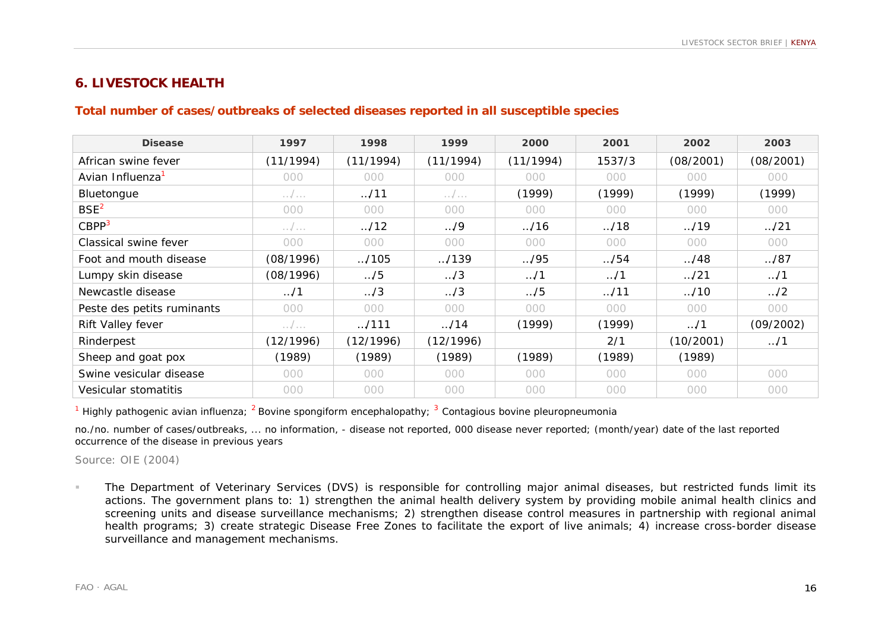## 6. LIVESTOCK HEALTH

### Total number of cases/outbreaks of selected diseases reported in all susceptible species

| Disease | 1997 | 1998 | 1999 | 2000 | 2001 | 2002 | 2003 |
|---|---|---|---|---|---|---|---|
| African swine fever | (11/1994) | (11/1994) | (11/1994) | (11/1994) | 1537/3 | (08/2001) | (08/2001) |
| Avian Influenza[1] | 000 | 000 | 000 | 000 | 000 | 000 | 000 |
| Bluetongue | …/… | ../11 | …/… | (1999) | (1999) | (1999) | (1999) |
| BSE[2] | 000 | 000 | 000 | 000 | 000 | 000 | 000 |
| CBPP[3] | …/… | ../12 | ../9 | ../16 | ../18 | ../19 | ../21 |
| Classical swine fever | 000 | 000 | 000 | 000 | 000 | 000 | 000 |
| Foot and mouth disease | (08/1996) | ../105 | ../139 | ../95 | ../54 | ../48 | ../87 |
| Lumpy skin disease | (08/1996) | ../5 | ../3 | ../1 | ../1 | ../21 | ../1 |
| Newcastle disease | ../1 | ../3 | ../3 | ../5 | ../11 | ../10 | ../2 |
| Peste des petits ruminants | 000 | 000 | 000 | 000 | 000 | 000 | 000 |
| Rift Valley fever | …/… | ../111 | ../14 | (1999) | (1999) | ../1 | (09/2002) |
| Rinderpest | (12/1996) | (12/1996) | (12/1996) | | 2/1 | (10/2001) | ../1 |
| Sheep and goat pox | (1989) | (1989) | (1989) | (1989) | (1989) | (1989) | |
| Swine vesicular disease | 000 | 000 | 000 | 000 | 000 | 000 | 000 |
| Vesicular stomatitis | 000 | 000 | 000 | 000 | 000 | 000 | 000 |

[1] Highly pathogenic avian influenza; [2] Bovine spongiform encephalopathy; [3] Contagious bovine pleuropneumonia

no./no. number of cases/outbreaks, ... no information, - disease not reported, 000 disease never reported; (month/year) date of the last reported occurrence of the disease in previous years

Source: OIE (2004)

- The Department of Veterinary Services (DVS) is responsible for controlling major animal diseases, but restricted funds limit its actions. The government plans to: 1) strengthen the animal health delivery system by providing mobile animal health clinics and screening units and disease surveillance mechanisms; 2) strengthen disease control measures in partnership with regional animal health programs; 3) create strategic Disease Free Zones to facilitate the export of live animals; 4) increase cross-border disease surveillance and management mechanisms.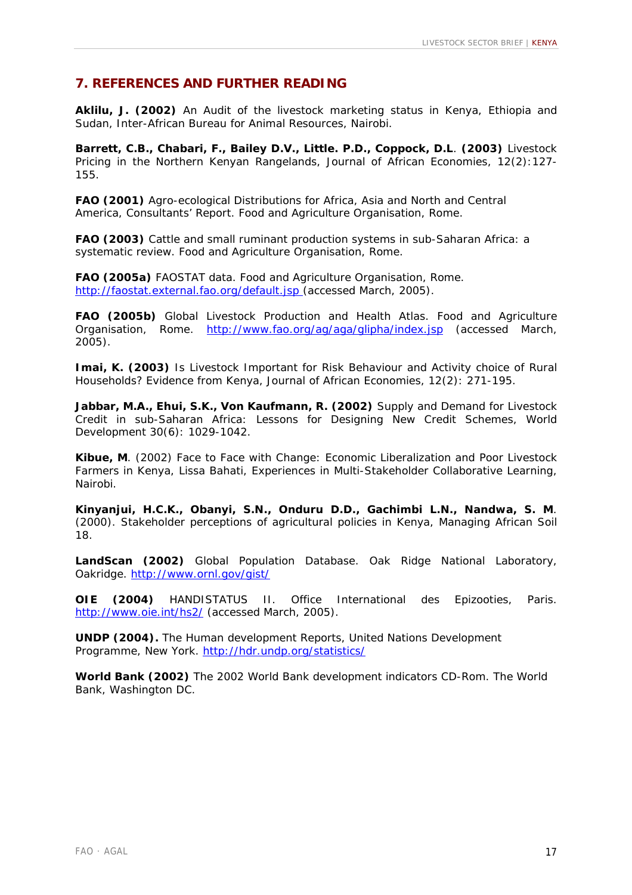## 7. REFERENCES AND FURTHER READING

**Aklilu, J. (2002)** An Audit of the livestock marketing status in Kenya, Ethiopia and Sudan, Inter-African Bureau for Animal Resources, Nairobi.

**Barrett, C.B., Chabari, F., Bailey D.V., Little. P.D., Coppock, D.L**. **(2003)** Livestock Pricing in the Northern Kenyan Rangelands, Journal of African Economies, 12(2):127-155.

**FAO (2001)** Agro-ecological Distributions for Africa, Asia and North and Central America, Consultants' Report. Food and Agriculture Organisation, Rome.

**FAO (2003)** Cattle and small ruminant production systems in sub-Saharan Africa: a systematic review. Food and Agriculture Organisation, Rome.

**FAO (2005a)** FAOSTAT data. Food and Agriculture Organisation, Rome. http://faostat.external.fao.org/default.jsp (accessed March, 2005).

**FAO (2005b)** Global Livestock Production and Health Atlas. Food and Agriculture Organisation, Rome. http://www.fao.org/ag/aga/glipha/index.jsp (accessed March, 2005).

**Imai, K. (2003)** Is Livestock Important for Risk Behaviour and Activity choice of Rural Households? Evidence from Kenya, Journal of African Economies, 12(2): 271-195.

**Jabbar, M.A., Ehui, S.K., Von Kaufmann, R. (2002)** Supply and Demand for Livestock Credit in sub-Saharan Africa: Lessons for Designing New Credit Schemes, World Development 30(6): 1029-1042.

**Kibue, M**. (2002) Face to Face with Change: Economic Liberalization and Poor Livestock Farmers in Kenya, Lissa Bahati, Experiences in Multi-Stakeholder Collaborative Learning, Nairobi.

**Kinyanjui, H.C.K., Obanyi, S.N., Onduru D.D., Gachimbi L.N., Nandwa, S. M**. (2000). Stakeholder perceptions of agricultural policies in Kenya, Managing African Soil 18.

**LandScan (2002)** Global Population Database. Oak Ridge National Laboratory, Oakridge. http://www.ornl.gov/gist/

**OIE (2004)** HANDISTATUS II. Office International des Epizooties, Paris. http://www.oie.int/hs2/ (accessed March, 2005).

**UNDP (2004).** The Human development Reports, United Nations Development Programme, New York. http://hdr.undp.org/statistics/

**World Bank (2002)** The 2002 World Bank development indicators CD-Rom. The World Bank, Washington DC.